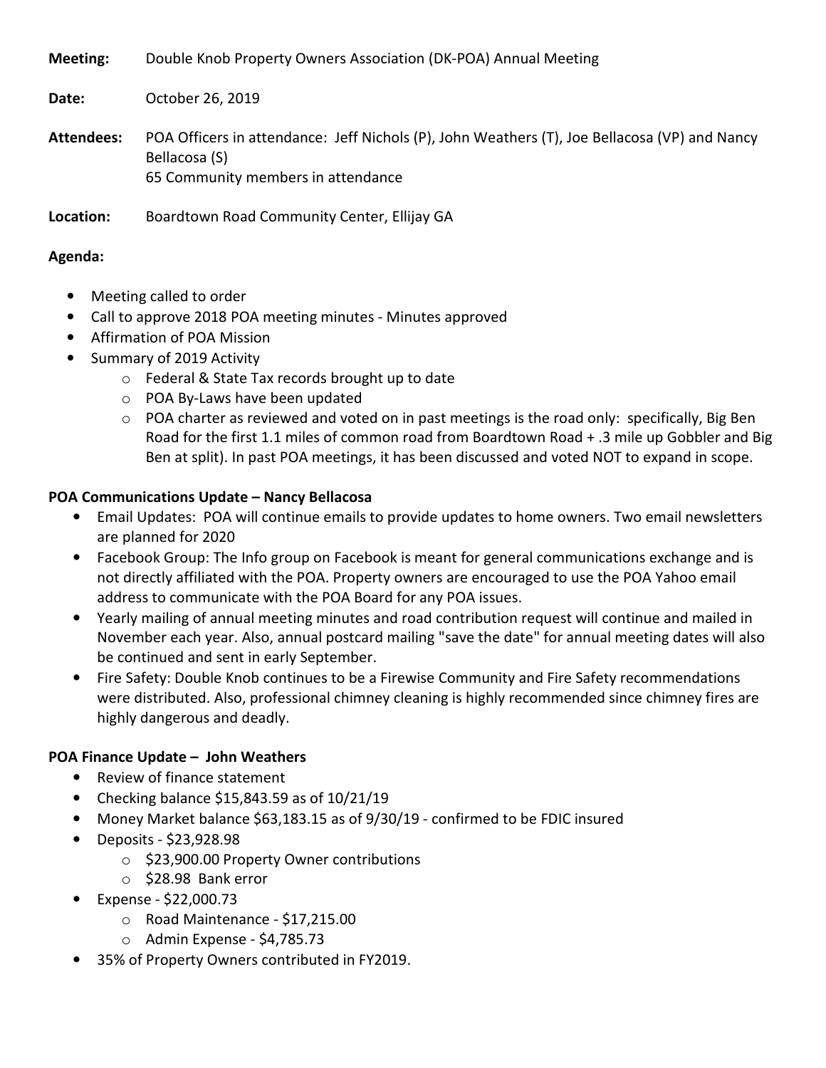**Meeting:** Double Knob Property Owners Association (DK-POA) Annual Meeting

**Date:** October 26, 2019

**Attendees:** POA Officers in attendance: Jeff Nichols (P), John Weathers (T), Joe Bellacosa (VP) and Nancy Bellacosa (S)
65 Community members in attendance

**Location:** Boardtown Road Community Center, Ellijay GA

**Agenda:**

- Meeting called to order
- Call to approve 2018 POA meeting minutes - Minutes approved
- Affirmation of POA Mission
- Summary of 2019 Activity
  - Federal & State Tax records brought up to date
  - POA By-Laws have been updated
  - POA charter as reviewed and voted on in past meetings is the road only: specifically, Big Ben Road for the first 1.1 miles of common road from Boardtown Road + .3 mile up Gobbler and Big Ben at split). In past POA meetings, it has been discussed and voted NOT to expand in scope.

**POA Communications Update – Nancy Bellacosa**

- Email Updates: POA will continue emails to provide updates to home owners. Two email newsletters are planned for 2020
- Facebook Group: The Info group on Facebook is meant for general communications exchange and is not directly affiliated with the POA. Property owners are encouraged to use the POA Yahoo email address to communicate with the POA Board for any POA issues.
- Yearly mailing of annual meeting minutes and road contribution request will continue and mailed in November each year. Also, annual postcard mailing "save the date" for annual meeting dates will also be continued and sent in early September.
- Fire Safety: Double Knob continues to be a Firewise Community and Fire Safety recommendations were distributed. Also, professional chimney cleaning is highly recommended since chimney fires are highly dangerous and deadly.

**POA Finance Update – John Weathers**

- Review of finance statement
- Checking balance $15,843.59 as of 10/21/19
- Money Market balance $63,183.15 as of 9/30/19 - confirmed to be FDIC insured
- Deposits - $23,928.98
  - $23,900.00 Property Owner contributions
  - $28.98 Bank error
- Expense - $22,000.73
  - Road Maintenance - $17,215.00
  - Admin Expense - $4,785.73
- 35% of Property Owners contributed in FY2019.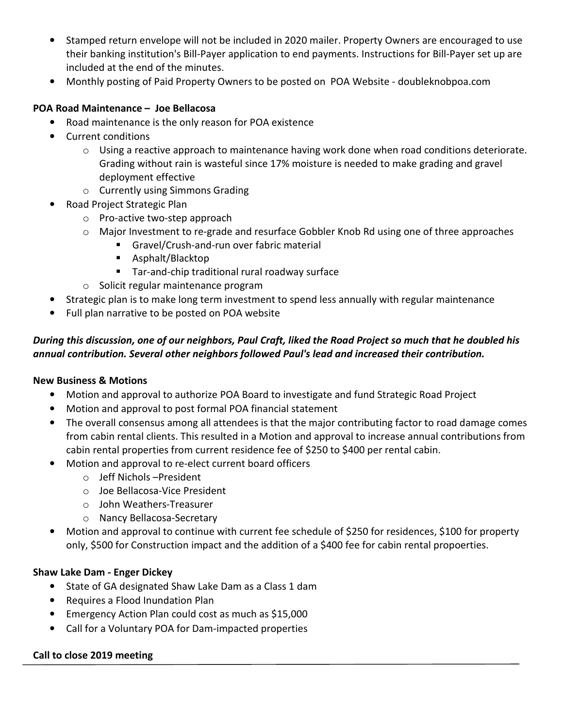- Stamped return envelope will not be included in 2020 mailer. Property Owners are encouraged to use their banking institution's Bill-Payer application to end payments. Instructions for Bill-Payer set up are included at the end of the minutes.
- Monthly posting of Paid Property Owners to be posted on POA Website - doubleknobpoa.com

**POA Road Maintenance – Joe Bellacosa**

- Road maintenance is the only reason for POA existence
- Current conditions
  - Using a reactive approach to maintenance having work done when road conditions deteriorate. Grading without rain is wasteful since 17% moisture is needed to make grading and gravel deployment effective
  - Currently using Simmons Grading
- Road Project Strategic Plan
  - Pro-active two-step approach
  - Major Investment to re-grade and resurface Gobbler Knob Rd using one of three approaches
    - Gravel/Crush-and-run over fabric material
    - Asphalt/Blacktop
    - Tar-and-chip traditional rural roadway surface
  - Solicit regular maintenance program
- Strategic plan is to make long term investment to spend less annually with regular maintenance
- Full plan narrative to be posted on POA website

***During this discussion, one of our neighbors, Paul Craft, liked the Road Project so much that he doubled his annual contribution. Several other neighbors followed Paul's lead and increased their contribution.***

**New Business & Motions**

- Motion and approval to authorize POA Board to investigate and fund Strategic Road Project
- Motion and approval to post formal POA financial statement
- The overall consensus among all attendees is that the major contributing factor to road damage comes from cabin rental clients. This resulted in a Motion and approval to increase annual contributions from cabin rental properties from current residence fee of $250 to $400 per rental cabin.
- Motion and approval to re-elect current board officers
  - Jeff Nichols –President
  - Joe Bellacosa-Vice President
  - John Weathers-Treasurer
  - Nancy Bellacosa-Secretary
- Motion and approval to continue with current fee schedule of $250 for residences, $100 for property only, $500 for Construction impact and the addition of a $400 fee for cabin rental propoerties.

**Shaw Lake Dam - Enger Dickey**

- State of GA designated Shaw Lake Dam as a Class 1 dam
- Requires a Flood Inundation Plan
- Emergency Action Plan could cost as much as $15,000
- Call for a Voluntary POA for Dam-impacted properties

**Call to close 2019 meeting**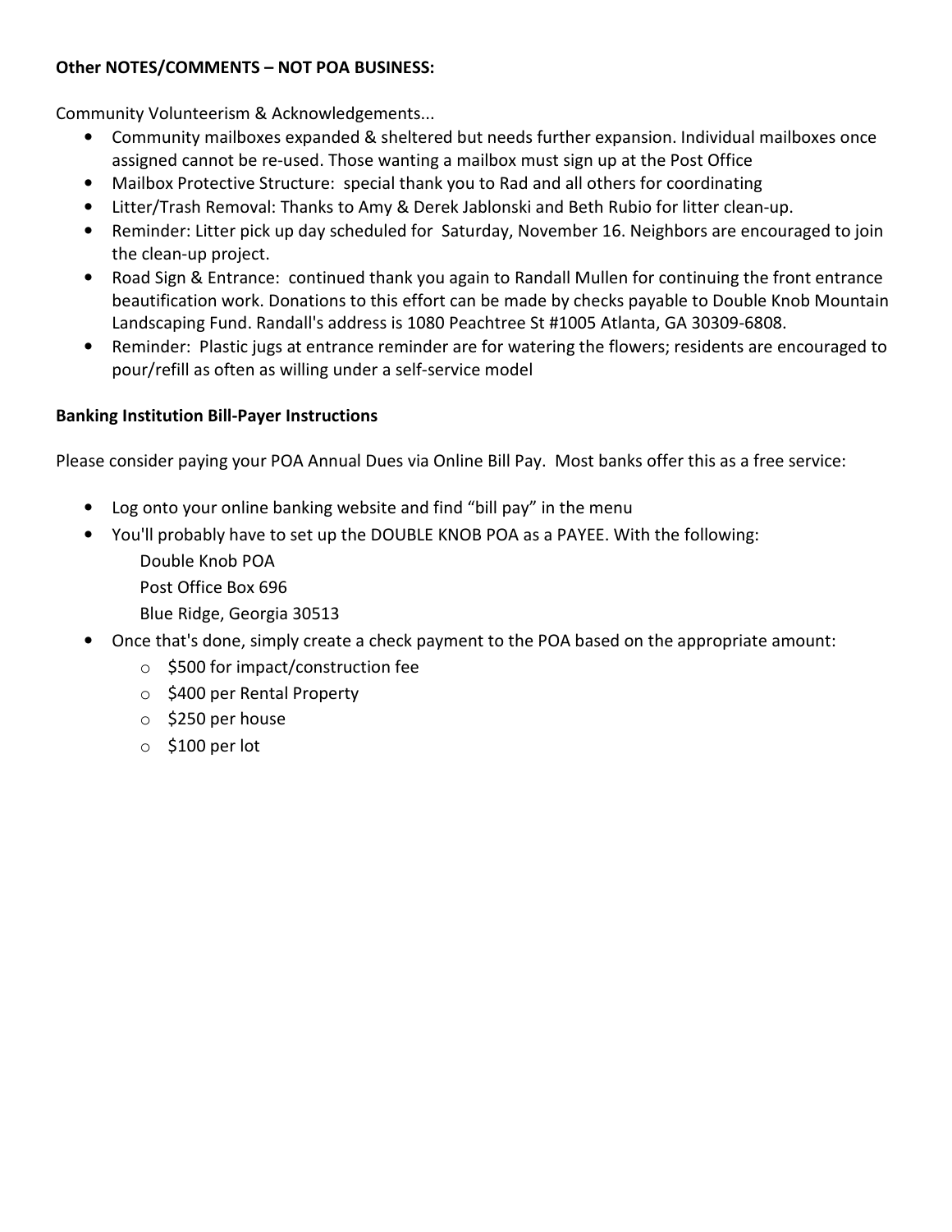**Other NOTES/COMMENTS – NOT POA BUSINESS:**

Community Volunteerism & Acknowledgements...

- Community mailboxes expanded & sheltered but needs further expansion. Individual mailboxes once assigned cannot be re-used. Those wanting a mailbox must sign up at the Post Office
- Mailbox Protective Structure: special thank you to Rad and all others for coordinating
- Litter/Trash Removal: Thanks to Amy & Derek Jablonski and Beth Rubio for litter clean-up.
- Reminder: Litter pick up day scheduled for Saturday, November 16. Neighbors are encouraged to join the clean-up project.
- Road Sign & Entrance: continued thank you again to Randall Mullen for continuing the front entrance beautification work. Donations to this effort can be made by checks payable to Double Knob Mountain Landscaping Fund. Randall's address is 1080 Peachtree St #1005 Atlanta, GA 30309-6808.
- Reminder: Plastic jugs at entrance reminder are for watering the flowers; residents are encouraged to pour/refill as often as willing under a self-service model

**Banking Institution Bill-Payer Instructions**

Please consider paying your POA Annual Dues via Online Bill Pay. Most banks offer this as a free service:

- Log onto your online banking website and find "bill pay" in the menu
- You'll probably have to set up the DOUBLE KNOB POA as a PAYEE. With the following:
  Double Knob POA
  Post Office Box 696
  Blue Ridge, Georgia 30513
- Once that's done, simply create a check payment to the POA based on the appropriate amount:
  - $500 for impact/construction fee
  - $400 per Rental Property
  - $250 per house
  - $100 per lot